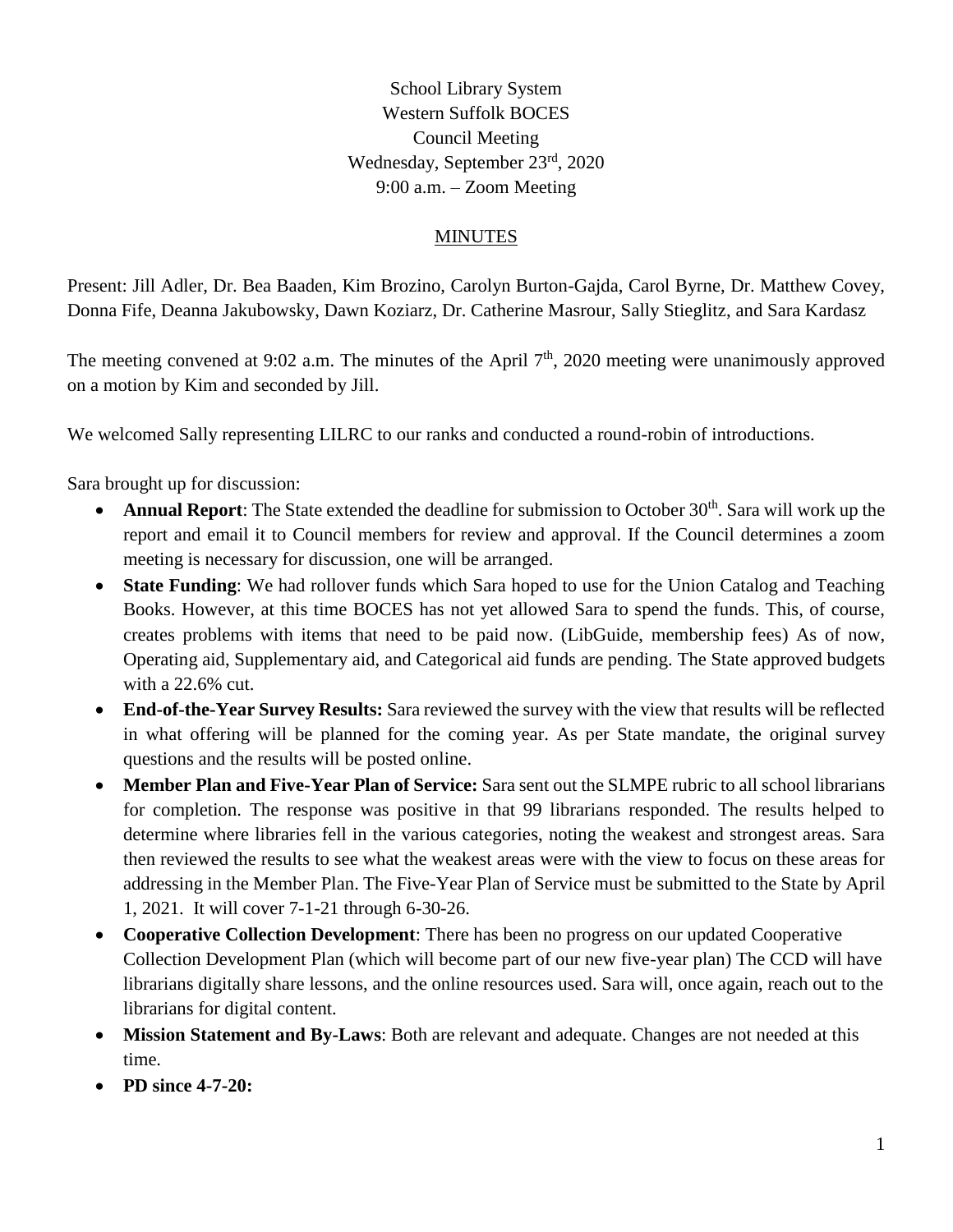School Library System
Western Suffolk BOCES
Council Meeting
Wednesday, September 23rd, 2020
9:00 a.m. – Zoom Meeting

MINUTES

Present: Jill Adler, Dr. Bea Baaden, Kim Brozino, Carolyn Burton-Gajda, Carol Byrne, Dr. Matthew Covey, Donna Fife, Deanna Jakubowsky, Dawn Koziarz, Dr. Catherine Masrour, Sally Stieglitz, and Sara Kardasz

The meeting convened at 9:02 a.m. The minutes of the April 7th, 2020 meeting were unanimously approved on a motion by Kim and seconded by Jill.

We welcomed Sally representing LILRC to our ranks and conducted a round-robin of introductions.

Sara brought up for discussion:

- **Annual Report**: The State extended the deadline for submission to October 30th. Sara will work up the report and email it to Council members for review and approval. If the Council determines a zoom meeting is necessary for discussion, one will be arranged.
- **State Funding**: We had rollover funds which Sara hoped to use for the Union Catalog and Teaching Books. However, at this time BOCES has not yet allowed Sara to spend the funds. This, of course, creates problems with items that need to be paid now. (LibGuide, membership fees) As of now, Operating aid, Supplementary aid, and Categorical aid funds are pending. The State approved budgets with a 22.6% cut.
- **End-of-the-Year Survey Results:** Sara reviewed the survey with the view that results will be reflected in what offering will be planned for the coming year. As per State mandate, the original survey questions and the results will be posted online.
- **Member Plan and Five-Year Plan of Service:** Sara sent out the SLMPE rubric to all school librarians for completion. The response was positive in that 99 librarians responded. The results helped to determine where libraries fell in the various categories, noting the weakest and strongest areas. Sara then reviewed the results to see what the weakest areas were with the view to focus on these areas for addressing in the Member Plan. The Five-Year Plan of Service must be submitted to the State by April 1, 2021. It will cover 7-1-21 through 6-30-26.
- **Cooperative Collection Development**: There has been no progress on our updated Cooperative Collection Development Plan (which will become part of our new five-year plan) The CCD will have librarians digitally share lessons, and the online resources used. Sara will, once again, reach out to the librarians for digital content.
- **Mission Statement and By-Laws**: Both are relevant and adequate. Changes are not needed at this time.
- **PD since 4-7-20:**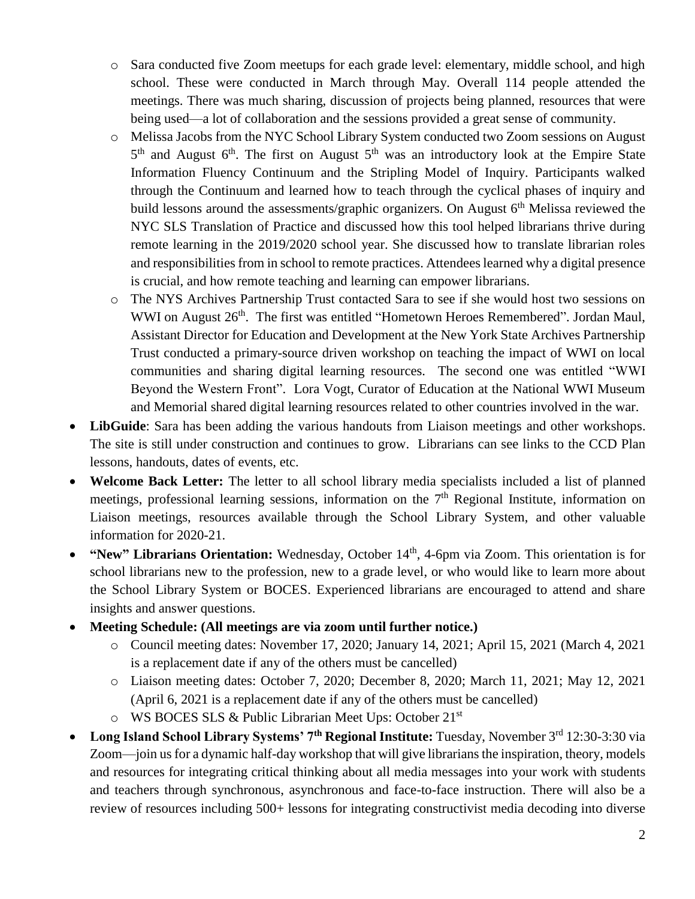- Sara conducted five Zoom meetups for each grade level: elementary, middle school, and high school. These were conducted in March through May. Overall 114 people attended the meetings. There was much sharing, discussion of projects being planned, resources that were being used—a lot of collaboration and the sessions provided a great sense of community.
    - Melissa Jacobs from the NYC School Library System conducted two Zoom sessions on August 5th and August 6th. The first on August 5th was an introductory look at the Empire State Information Fluency Continuum and the Stripling Model of Inquiry. Participants walked through the Continuum and learned how to teach through the cyclical phases of inquiry and build lessons around the assessments/graphic organizers. On August 6th Melissa reviewed the NYC SLS Translation of Practice and discussed how this tool helped librarians thrive during remote learning in the 2019/2020 school year. She discussed how to translate librarian roles and responsibilities from in school to remote practices. Attendees learned why a digital presence is crucial, and how remote teaching and learning can empower librarians.
    - The NYS Archives Partnership Trust contacted Sara to see if she would host two sessions on WWI on August 26th. The first was entitled "Hometown Heroes Remembered". Jordan Maul, Assistant Director for Education and Development at the New York State Archives Partnership Trust conducted a primary-source driven workshop on teaching the impact of WWI on local communities and sharing digital learning resources. The second one was entitled "WWI Beyond the Western Front". Lora Vogt, Curator of Education at the National WWI Museum and Memorial shared digital learning resources related to other countries involved in the war.
- **LibGuide**: Sara has been adding the various handouts from Liaison meetings and other workshops. The site is still under construction and continues to grow. Librarians can see links to the CCD Plan lessons, handouts, dates of events, etc.
- **Welcome Back Letter:** The letter to all school library media specialists included a list of planned meetings, professional learning sessions, information on the 7th Regional Institute, information on Liaison meetings, resources available through the School Library System, and other valuable information for 2020-21.
- **"New" Librarians Orientation:** Wednesday, October 14th, 4-6pm via Zoom. This orientation is for school librarians new to the profession, new to a grade level, or who would like to learn more about the School Library System or BOCES. Experienced librarians are encouraged to attend and share insights and answer questions.
- **Meeting Schedule: (All meetings are via zoom until further notice.)**
    - Council meeting dates: November 17, 2020; January 14, 2021; April 15, 2021 (March 4, 2021 is a replacement date if any of the others must be cancelled)
    - Liaison meeting dates: October 7, 2020; December 8, 2020; March 11, 2021; May 12, 2021 (April 6, 2021 is a replacement date if any of the others must be cancelled)
    - WS BOCES SLS & Public Librarian Meet Ups: October 21st
- **Long Island School Library Systems' 7th Regional Institute:** Tuesday, November 3rd 12:30-3:30 via Zoom—join us for a dynamic half-day workshop that will give librarians the inspiration, theory, models and resources for integrating critical thinking about all media messages into your work with students and teachers through synchronous, asynchronous and face-to-face instruction. There will also be a review of resources including 500+ lessons for integrating constructivist media decoding into diverse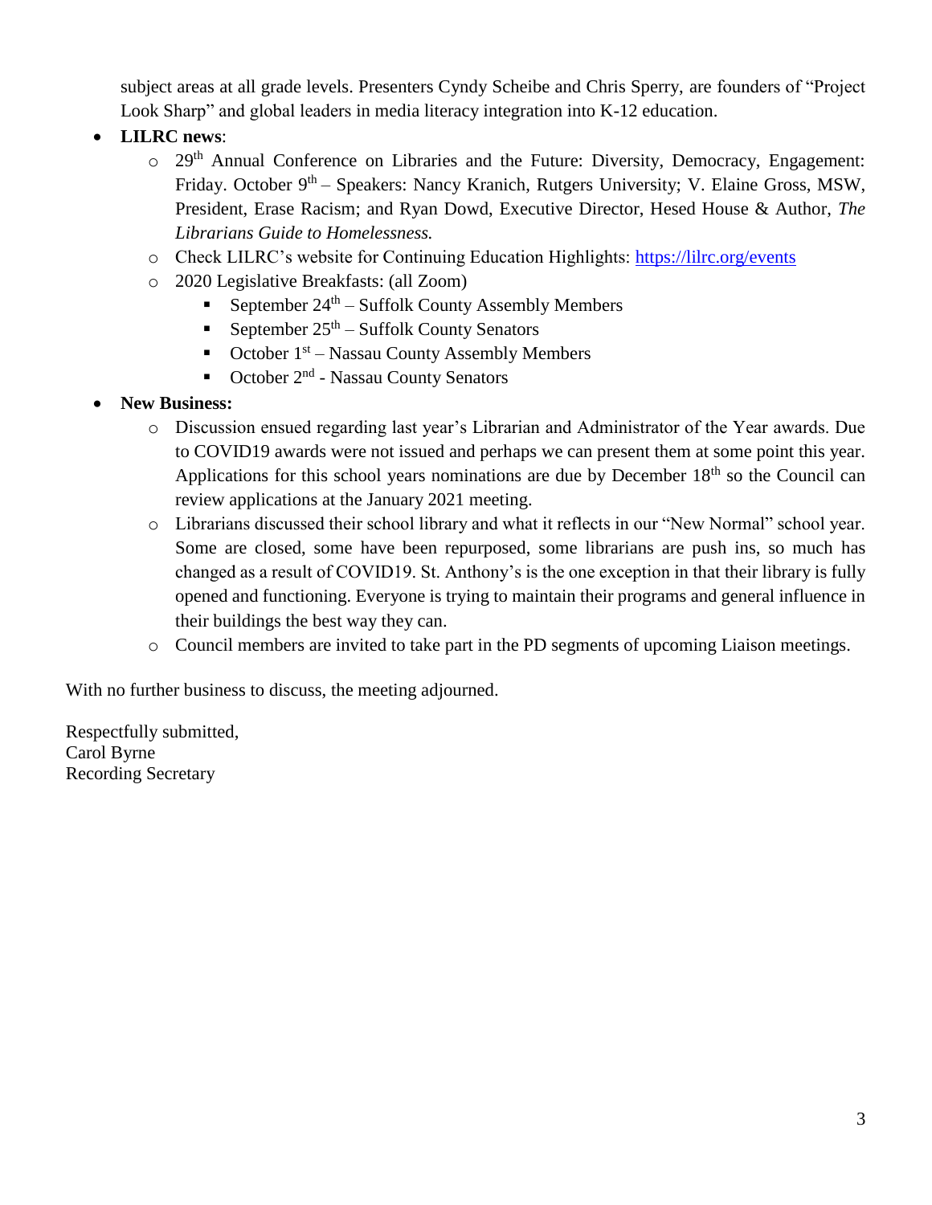subject areas at all grade levels. Presenters Cyndy Scheibe and Chris Sperry, are founders of "Project Look Sharp" and global leaders in media literacy integration into K-12 education.

- **LILRC news**:
  - 29th Annual Conference on Libraries and the Future: Diversity, Democracy, Engagement: Friday. October 9th – Speakers: Nancy Kranich, Rutgers University; V. Elaine Gross, MSW, President, Erase Racism; and Ryan Dowd, Executive Director, Hesed House & Author, *The Librarians Guide to Homelessness.*
  - Check LILRC's website for Continuing Education Highlights: [https://lilrc.org/events](https://lilrc.org/events)
  - 2020 Legislative Breakfasts: (all Zoom)
    - September 24th – Suffolk County Assembly Members
    - September 25th – Suffolk County Senators
    - October 1st – Nassau County Assembly Members
    - October 2nd - Nassau County Senators
- **New Business:**
  - Discussion ensued regarding last year's Librarian and Administrator of the Year awards. Due to COVID19 awards were not issued and perhaps we can present them at some point this year. Applications for this school years nominations are due by December 18th so the Council can review applications at the January 2021 meeting.
  - Librarians discussed their school library and what it reflects in our "New Normal" school year. Some are closed, some have been repurposed, some librarians are push ins, so much has changed as a result of COVID19. St. Anthony's is the one exception in that their library is fully opened and functioning. Everyone is trying to maintain their programs and general influence in their buildings the best way they can.
  - Council members are invited to take part in the PD segments of upcoming Liaison meetings.

With no further business to discuss, the meeting adjourned.

Respectfully submitted,
Carol Byrne
Recording Secretary